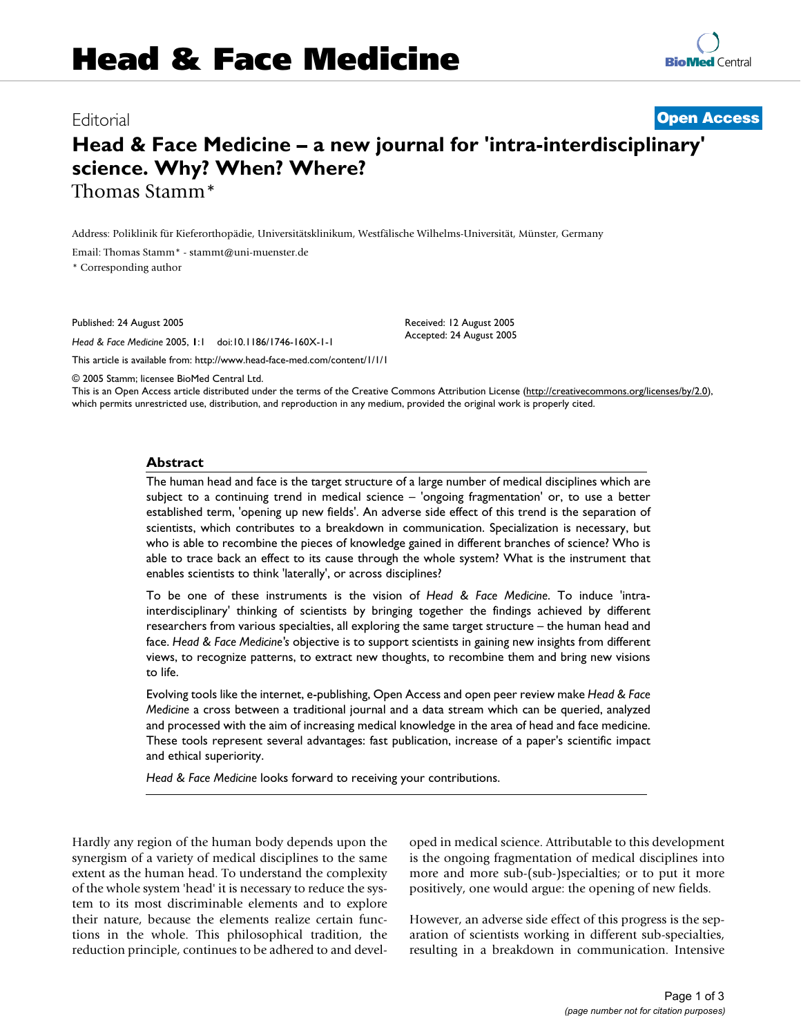Editorial

**Open Access**

# Head & Face Medicine – a new journal for 'intra-interdisciplinary' science. Why? When? Where?

Thomas Stamm*

Address: Poliklinik für Kieferorthopädie, Universitätsklinikum, Westfälische Wilhelms-Universität, Münster, Germany

Email: Thomas Stamm* - stammt@uni-muenster.de

* Corresponding author

Published: 24 August 2005

*Head & Face Medicine* 2005, **1**:1 doi:10.1186/1746-160X-1-1

Received: 12 August 2005

Accepted: 24 August 2005

This article is available from: http://www.head-face-med.com/content/1/1/1

© 2005 Stamm; licensee BioMed Central Ltd.

This is an Open Access article distributed under the terms of the Creative Commons Attribution License (http://creativecommons.org/licenses/by/2.0), which permits unrestricted use, distribution, and reproduction in any medium, provided the original work is properly cited.

## Abstract

The human head and face is the target structure of a large number of medical disciplines which are subject to a continuing trend in medical science – 'ongoing fragmentation' or, to use a better established term, 'opening up new fields'. An adverse side effect of this trend is the separation of scientists, which contributes to a breakdown in communication. Specialization is necessary, but who is able to recombine the pieces of knowledge gained in different branches of science? Who is able to trace back an effect to its cause through the whole system? What is the instrument that enables scientists to think 'laterally', or across disciplines?

To be one of these instruments is the vision of *Head & Face Medicine*. To induce 'intra-interdisciplinary' thinking of scientists by bringing together the findings achieved by different researchers from various specialties, all exploring the same target structure – the human head and face. *Head & Face Medicine's* objective is to support scientists in gaining new insights from different views, to recognize patterns, to extract new thoughts, to recombine them and bring new visions to life.

Evolving tools like the internet, e-publishing, Open Access and open peer review make *Head & Face Medicine* a cross between a traditional journal and a data stream which can be queried, analyzed and processed with the aim of increasing medical knowledge in the area of head and face medicine. These tools represent several advantages: fast publication, increase of a paper's scientific impact and ethical superiority.

*Head & Face Medicine* looks forward to receiving your contributions.

Hardly any region of the human body depends upon the synergism of a variety of medical disciplines to the same extent as the human head. To understand the complexity of the whole system 'head' it is necessary to reduce the system to its most discriminable elements and to explore their nature, because the elements realize certain functions in the whole. This philosophical tradition, the reduction principle, continues to be adhered to and developed in medical science. Attributable to this development is the ongoing fragmentation of medical disciplines into more and more sub-(sub-)specialties; or to put it more positively, one would argue: the opening of new fields.

However, an adverse side effect of this progress is the separation of scientists working in different sub-specialties, resulting in a breakdown in communication. Intensive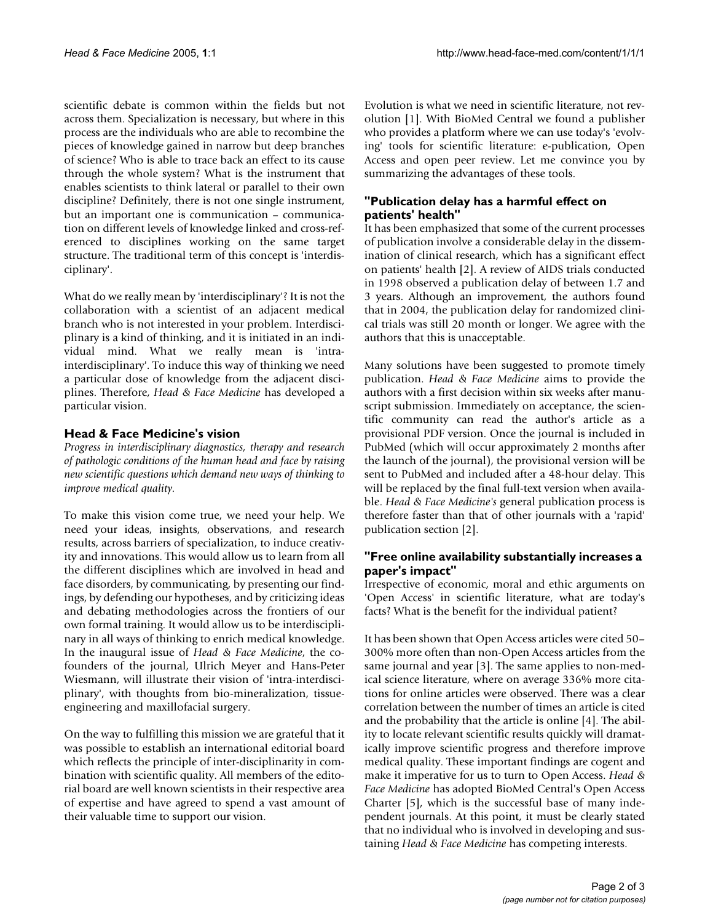scientific debate is common within the fields but not across them. Specialization is necessary, but where in this process are the individuals who are able to recombine the pieces of knowledge gained in narrow but deep branches of science? Who is able to trace back an effect to its cause through the whole system? What is the instrument that enables scientists to think lateral or parallel to their own discipline? Definitely, there is not one single instrument, but an important one is communication – communication on different levels of knowledge linked and cross-referenced to disciplines working on the same target structure. The traditional term of this concept is 'interdisciplinary'.

What do we really mean by 'interdisciplinary'? It is not the collaboration with a scientist of an adjacent medical branch who is not interested in your problem. Interdisciplinary is a kind of thinking, and it is initiated in an individual mind. What we really mean is 'intra-interdisciplinary'. To induce this way of thinking we need a particular dose of knowledge from the adjacent disciplines. Therefore, *Head & Face Medicine* has developed a particular vision.

## Head & Face Medicine's vision

*Progress in interdisciplinary diagnostics, therapy and research of pathologic conditions of the human head and face by raising new scientific questions which demand new ways of thinking to improve medical quality.*

To make this vision come true, we need your help. We need your ideas, insights, observations, and research results, across barriers of specialization, to induce creativity and innovations. This would allow us to learn from all the different disciplines which are involved in head and face disorders, by communicating, by presenting our findings, by defending our hypotheses, and by criticizing ideas and debating methodologies across the frontiers of our own formal training. It would allow us to be interdisciplinary in all ways of thinking to enrich medical knowledge. In the inaugural issue of *Head & Face Medicine*, the co-founders of the journal, Ulrich Meyer and Hans-Peter Wiesmann, will illustrate their vision of 'intra-interdisciplinary', with thoughts from bio-mineralization, tissue-engineering and maxillofacial surgery.

On the way to fulfilling this mission we are grateful that it was possible to establish an international editorial board which reflects the principle of inter-disciplinarity in combination with scientific quality. All members of the editorial board are well known scientists in their respective area of expertise and have agreed to spend a vast amount of their valuable time to support our vision.

Evolution is what we need in scientific literature, not revolution [1]. With BioMed Central we found a publisher who provides a platform where we can use today's 'evolving' tools for scientific literature: e-publication, Open Access and open peer review. Let me convince you by summarizing the advantages of these tools.

## "Publication delay has a harmful effect on patients' health"

It has been emphasized that some of the current processes of publication involve a considerable delay in the dissemination of clinical research, which has a significant effect on patients' health [2]. A review of AIDS trials conducted in 1998 observed a publication delay of between 1.7 and 3 years. Although an improvement, the authors found that in 2004, the publication delay for randomized clinical trials was still 20 month or longer. We agree with the authors that this is unacceptable.

Many solutions have been suggested to promote timely publication. *Head & Face Medicine* aims to provide the authors with a first decision within six weeks after manuscript submission. Immediately on acceptance, the scientific community can read the author's article as a provisional PDF version. Once the journal is included in PubMed (which will occur approximately 2 months after the launch of the journal), the provisional version will be sent to PubMed and included after a 48-hour delay. This will be replaced by the final full-text version when available. *Head & Face Medicine's* general publication process is therefore faster than that of other journals with a 'rapid' publication section [2].

## "Free online availability substantially increases a paper's impact"

Irrespective of economic, moral and ethic arguments on 'Open Access' in scientific literature, what are today's facts? What is the benefit for the individual patient?

It has been shown that Open Access articles were cited 50–300% more often than non-Open Access articles from the same journal and year [3]. The same applies to non-medical science literature, where on average 336% more citations for online articles were observed. There was a clear correlation between the number of times an article is cited and the probability that the article is online [4]. The ability to locate relevant scientific results quickly will dramatically improve scientific progress and therefore improve medical quality. These important findings are cogent and make it imperative for us to turn to Open Access. *Head & Face Medicine* has adopted BioMed Central's Open Access Charter [5], which is the successful base of many independent journals. At this point, it must be clearly stated that no individual who is involved in developing and sustaining *Head & Face Medicine* has competing interests.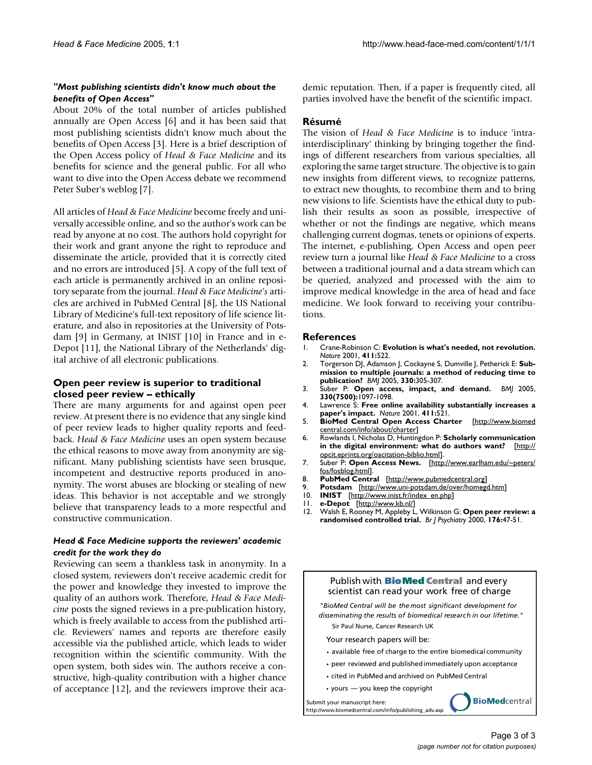#### *"Most publishing scientists didn't know much about the benefits of Open Access"*

About 20% of the total number of articles published annually are Open Access [6] and it has been said that most publishing scientists didn't know much about the benefits of Open Access [3]. Here is a brief description of the Open Access policy of *Head & Face Medicine* and its benefits for science and the general public. For all who want to dive into the Open Access debate we recommend Peter Suber's weblog [7].

All articles of *Head & Face Medicine* become freely and universally accessible online, and so the author's work can be read by anyone at no cost. The authors hold copyright for their work and grant anyone the right to reproduce and disseminate the article, provided that it is correctly cited and no errors are introduced [5]. A copy of the full text of each article is permanently archived in an online repository separate from the journal. *Head & Face Medicine's* articles are archived in PubMed Central [8], the US National Library of Medicine's full-text repository of life science literature, and also in repositories at the University of Potsdam [9] in Germany, at INIST [10] in France and in e-Depot [11], the National Library of the Netherlands' digital archive of all electronic publications.

### Open peer review is superior to traditional closed peer review – ethically

There are many arguments for and against open peer review. At present there is no evidence that any single kind of peer review leads to higher quality reports and feedback. *Head & Face Medicine* uses an open system because the ethical reasons to move away from anonymity are significant. Many publishing scientists have seen brusque, incompetent and destructive reports produced in anonymity. The worst abuses are blocking or stealing of new ideas. This behavior is not acceptable and we strongly believe that transparency leads to a more respectful and constructive communication.

#### *Head & Face Medicine supports the reviewers' academic credit for the work they do*

Reviewing can seem a thankless task in anonymity. In a closed system, reviewers don't receive academic credit for the power and knowledge they invested to improve the quality of an authors work. Therefore, *Head & Face Medicine* posts the signed reviews in a pre-publication history, which is freely available to access from the published article. Reviewers' names and reports are therefore easily accessible via the published article, which leads to wider recognition within the scientific community. With the open system, both sides win. The authors receive a constructive, high-quality contribution with a higher chance of acceptance [12], and the reviewers improve their academic reputation. Then, if a paper is frequently cited, all parties involved have the benefit of the scientific impact.

### Résumé

The vision of *Head & Face Medicine* is to induce 'intra-interdisciplinary' thinking by bringing together the findings of different researchers from various specialties, all exploring the same target structure. The objective is to gain new insights from different views, to recognize patterns, to extract new thoughts, to recombine them and to bring new visions to life. Scientists have the ethical duty to publish their results as soon as possible, irrespective of whether or not the findings are negative, which means challenging current dogmas, tenets or opinions of experts. The internet, e-publishing, Open Access and open peer review turn a journal like *Head & Face Medicine* to a cross between a traditional journal and a data stream which can be queried, analyzed and processed with the aim to improve medical knowledge in the area of head and face medicine. We look forward to receiving your contributions.

### References

1. Crane-Robinson C: **Evolution is what's needed, not revolution.** *Nature* 2001, **411:**522.
2. Torgerson DJ, Adamson J, Cockayne S, Dumville J, Petherick E: **Submission to multiple journals: a method of reducing time to publication?** *BMJ* 2005, **330:**305-307.
3. Suber P: **Open access, impact, and demand.** *BMJ* 2005, **330(7500):**1097-1098.
4. Lawrence S: **Free online availability substantially increases a paper's impact.** *Nature* 2001, **411:**521.
5. **BioMed Central Open Access Charter** [http://www.biomedcentral.com/info/about/charter]
6. Rowlands I, Nicholas D, Huntingdon P: **Scholarly communication in the digital environment: what do authors want?** [http://opcit.eprints.org/oacitation-biblio.html].
7. Suber P: **Open Access News.** [http://www.earlham.edu/~peters/fos/fosblog.html].
8. **PubMed Central** [http://www.pubmedcentral.org]
9. **Potsdam** [http://www.uni-potsdam.de/over/homegd.htm]
10. **INIST** [http://www.inist.fr/index_en.php]
11. **e-Depot** [http://www.kb.nl/]
12. Walsh E, Rooney M, Appleby L, Wilkinson G: **Open peer review: a randomised controlled trial.** *Br J Psychiatry* 2000, **176:**47-51.

Publish with **BioMed Central** and every scientist can read your work free of charge

*"BioMed Central will be the most significant development for disseminating the results of biomedical research in our lifetime."*

Sir Paul Nurse, Cancer Research UK

Your research papers will be:

- available free of charge to the entire biomedical community
- peer reviewed and published immediately upon acceptance
- cited in PubMed and archived on PubMed Central
- yours — you keep the copyright

Submit your manuscript here:
http://www.biomedcentral.com/info/publishing_adv.asp

**BioMed**central